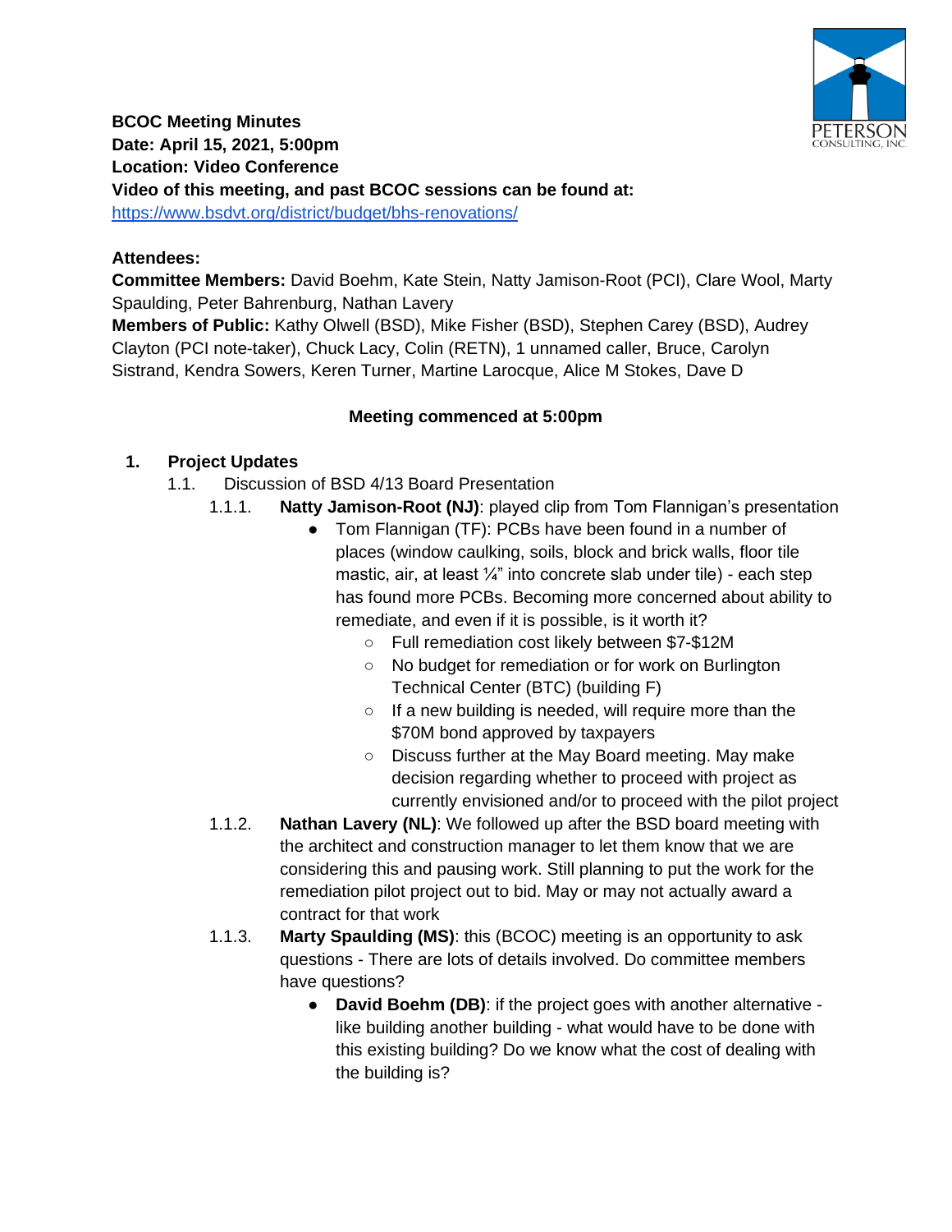**BCOC Meeting Minutes**
**Date: April 15, 2021, 5:00pm**
**Location: Video Conference**
**Video of this meeting, and past BCOC sessions can be found at:**
https://www.bsdvt.org/district/budget/bhs-renovations/

**Attendees:**
**Committee Members:** David Boehm, Kate Stein, Natty Jamison-Root (PCI), Clare Wool, Marty Spaulding, Peter Bahrenburg, Nathan Lavery
**Members of Public:** Kathy Olwell (BSD), Mike Fisher (BSD), Stephen Carey (BSD), Audrey Clayton (PCI note-taker), Chuck Lacy, Colin (RETN), 1 unnamed caller, Bruce, Carolyn Sistrand, Kendra Sowers, Keren Turner, Martine Larocque, Alice M Stokes, Dave D

**Meeting commenced at 5:00pm**

1. **Project Updates**
   1.1. Discussion of BSD 4/13 Board Presentation
      1.1.1. **Natty Jamison-Root (NJ)**: played clip from Tom Flannigan's presentation
         - Tom Flannigan (TF): PCBs have been found in a number of places (window caulking, soils, block and brick walls, floor tile mastic, air, at least ¼" into concrete slab under tile) - each step has found more PCBs. Becoming more concerned about ability to remediate, and even if it is possible, is it worth it?
            - Full remediation cost likely between $7-$12M
            - No budget for remediation or for work on Burlington Technical Center (BTC) (building F)
            - If a new building is needed, will require more than the $70M bond approved by taxpayers
            - Discuss further at the May Board meeting. May make decision regarding whether to proceed with project as currently envisioned and/or to proceed with the pilot project
      1.1.2. **Nathan Lavery (NL)**: We followed up after the BSD board meeting with the architect and construction manager to let them know that we are considering this and pausing work. Still planning to put the work for the remediation pilot project out to bid. May or may not actually award a contract for that work
      1.1.3. **Marty Spaulding (MS)**: this (BCOC) meeting is an opportunity to ask questions - There are lots of details involved. Do committee members have questions?
         - **David Boehm (DB)**: if the project goes with another alternative - like building another building - what would have to be done with this existing building? Do we know what the cost of dealing with the building is?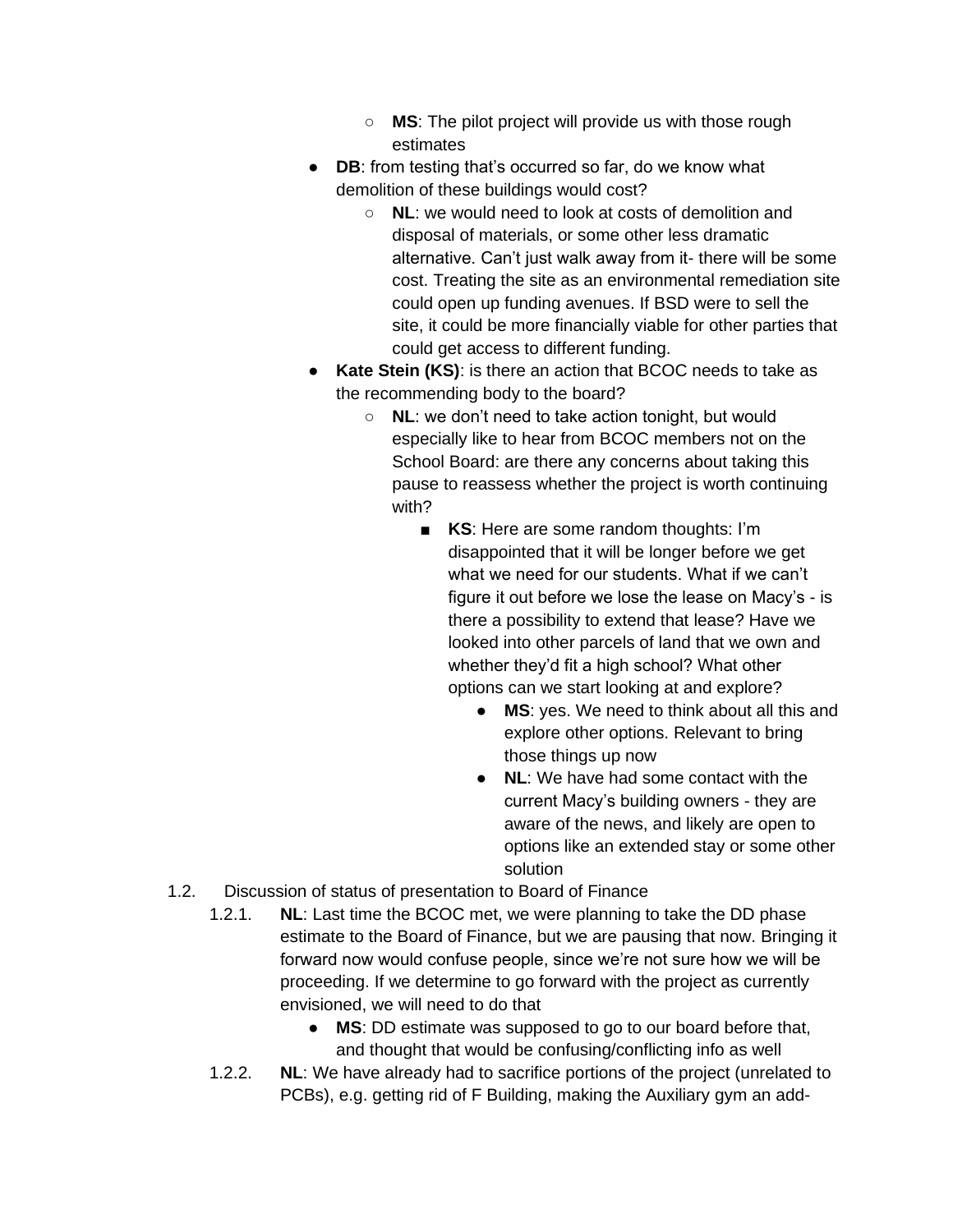- **MS**: The pilot project will provide us with those rough estimates
- **DB**: from testing that's occurred so far, do we know what demolition of these buildings would cost?
  - **NL**: we would need to look at costs of demolition and disposal of materials, or some other less dramatic alternative. Can't just walk away from it- there will be some cost. Treating the site as an environmental remediation site could open up funding avenues. If BSD were to sell the site, it could be more financially viable for other parties that could get access to different funding.
- **Kate Stein (KS)**: is there an action that BCOC needs to take as the recommending body to the board?
  - **NL**: we don't need to take action tonight, but would especially like to hear from BCOC members not on the School Board: are there any concerns about taking this pause to reassess whether the project is worth continuing with?
    - **KS**: Here are some random thoughts: I'm disappointed that it will be longer before we get what we need for our students. What if we can't figure it out before we lose the lease on Macy's - is there a possibility to extend that lease? Have we looked into other parcels of land that we own and whether they'd fit a high school? What other options can we start looking at and explore?
      - **MS**: yes. We need to think about all this and explore other options. Relevant to bring those things up now
      - **NL**: We have had some contact with the current Macy's building owners - they are aware of the news, and likely are open to options like an extended stay or some other solution

1.2. Discussion of status of presentation to Board of Finance

1.2.1. **NL**: Last time the BCOC met, we were planning to take the DD phase estimate to the Board of Finance, but we are pausing that now. Bringing it forward now would confuse people, since we're not sure how we will be proceeding. If we determine to go forward with the project as currently envisioned, we will need to do that

- **MS**: DD estimate was supposed to go to our board before that, and thought that would be confusing/conflicting info as well

1.2.2. **NL**: We have already had to sacrifice portions of the project (unrelated to PCBs), e.g. getting rid of F Building, making the Auxiliary gym an add-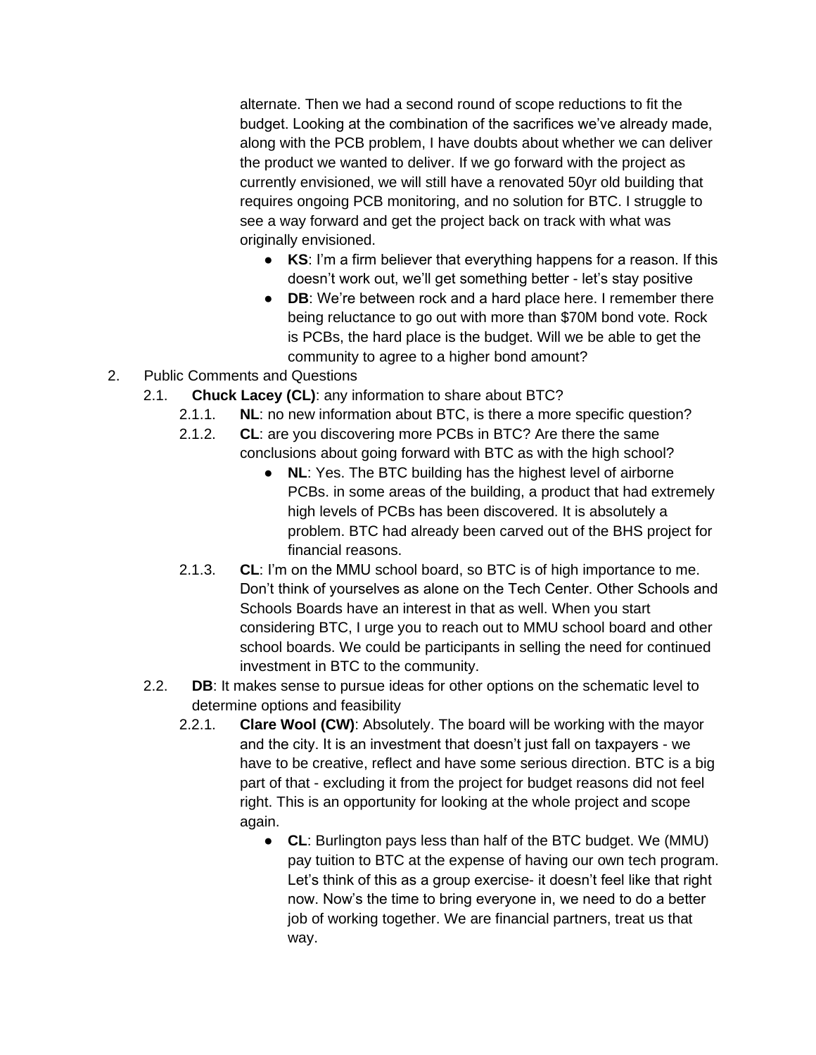alternate. Then we had a second round of scope reductions to fit the budget. Looking at the combination of the sacrifices we've already made, along with the PCB problem, I have doubts about whether we can deliver the product we wanted to deliver. If we go forward with the project as currently envisioned, we will still have a renovated 50yr old building that requires ongoing PCB monitoring, and no solution for BTC. I struggle to see a way forward and get the project back on track with what was originally envisioned.

- **KS**: I'm a firm believer that everything happens for a reason. If this doesn't work out, we'll get something better - let's stay positive
- **DB**: We're between rock and a hard place here. I remember there being reluctance to go out with more than $70M bond vote. Rock is PCBs, the hard place is the budget. Will we be able to get the community to agree to a higher bond amount?

2. Public Comments and Questions
   - 2.1. **Chuck Lacey (CL)**: any information to share about BTC?
     - 2.1.1. **NL**: no new information about BTC, is there a more specific question?
     - 2.1.2. **CL**: are you discovering more PCBs in BTC? Are there the same conclusions about going forward with BTC as with the high school?
       - **NL**: Yes. The BTC building has the highest level of airborne PCBs. in some areas of the building, a product that had extremely high levels of PCBs has been discovered. It is absolutely a problem. BTC had already been carved out of the BHS project for financial reasons.
     - 2.1.3. **CL**: I'm on the MMU school board, so BTC is of high importance to me. Don't think of yourselves as alone on the Tech Center. Other Schools and Schools Boards have an interest in that as well. When you start considering BTC, I urge you to reach out to MMU school board and other school boards. We could be participants in selling the need for continued investment in BTC to the community.
   - 2.2. **DB**: It makes sense to pursue ideas for other options on the schematic level to determine options and feasibility
     - 2.2.1. **Clare Wool (CW)**: Absolutely. The board will be working with the mayor and the city. It is an investment that doesn't just fall on taxpayers - we have to be creative, reflect and have some serious direction. BTC is a big part of that - excluding it from the project for budget reasons did not feel right. This is an opportunity for looking at the whole project and scope again.
       - **CL**: Burlington pays less than half of the BTC budget. We (MMU) pay tuition to BTC at the expense of having our own tech program. Let's think of this as a group exercise- it doesn't feel like that right now. Now's the time to bring everyone in, we need to do a better job of working together. We are financial partners, treat us that way.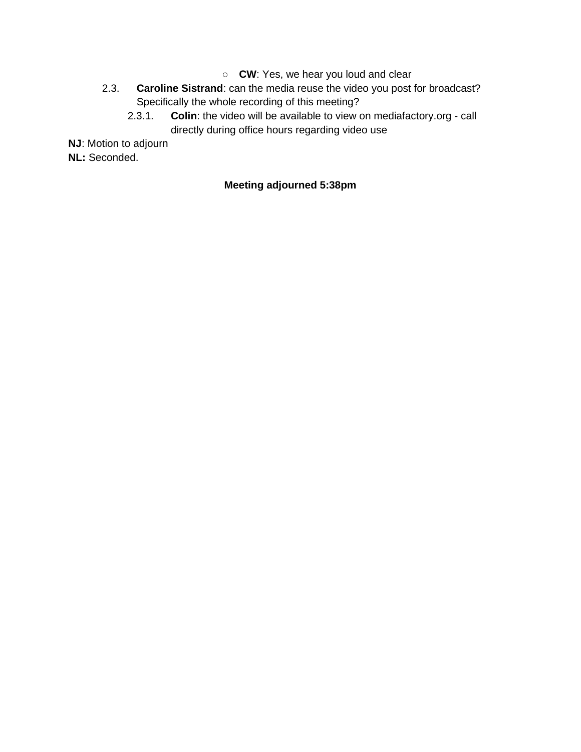- **CW**: Yes, we hear you loud and clear

2.3. **Caroline Sistrand**: can the media reuse the video you post for broadcast? Specifically the whole recording of this meeting?

   2.3.1. **Colin**: the video will be available to view on mediafactory.org - call directly during office hours regarding video use

**NJ**: Motion to adjourn
**NL:** Seconded.

**Meeting adjourned 5:38pm**